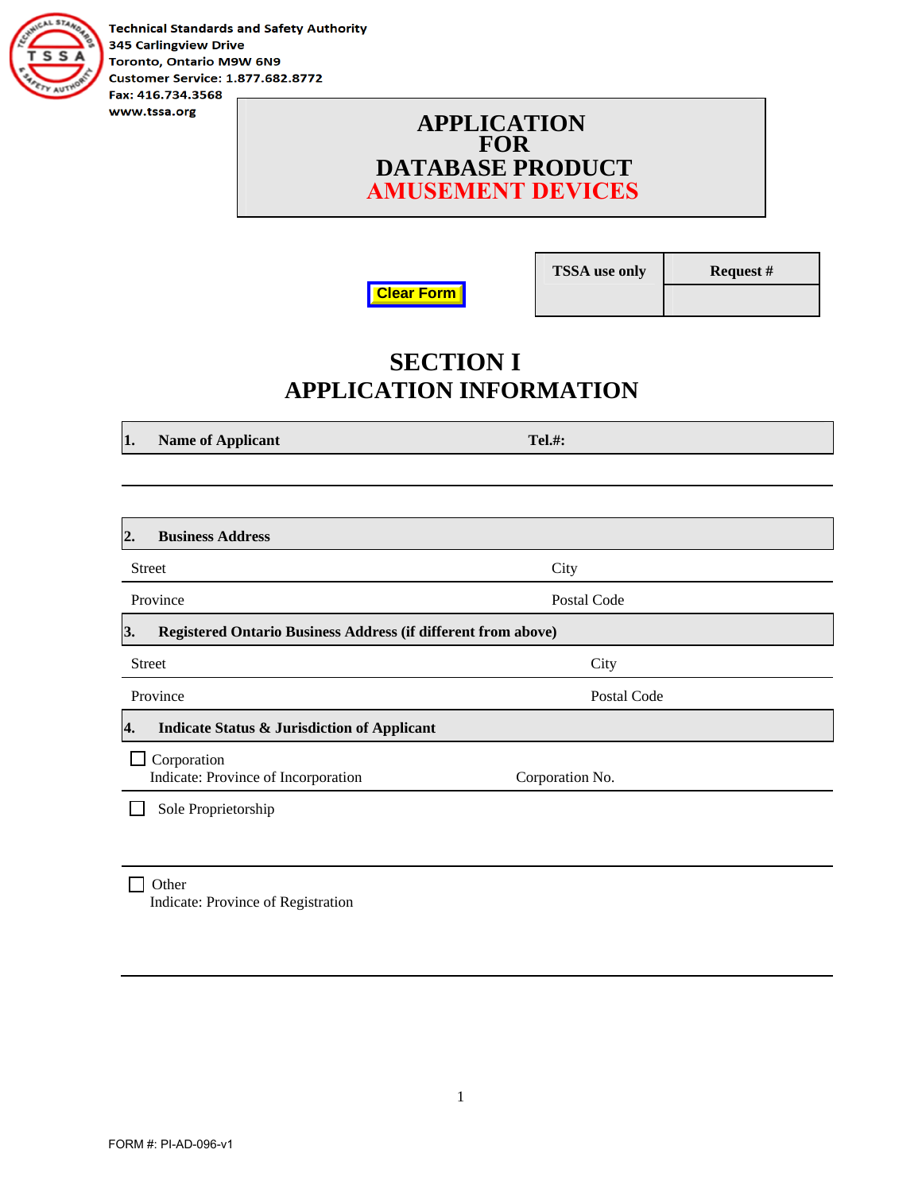Technical Standards and Safety Authority
345 Carlingview Drive
Toronto, Ontario M9W 6N9
Customer Service: 1.877.682.8772
Fax: 416.734.3568
www.tssa.org

# APPLICATION FOR DATABASE PRODUCT AMUSEMENT DEVICES

Clear Form

| TSSA use only | Request # |
|---|---|
| | |

## SECTION I
## APPLICATION INFORMATION

**1. Name of Applicant** **Tel.#:**

**2. Business Address**

Street City

Province Postal Code

**3. Registered Ontario Business Address (if different from above)**

Street City

Province Postal Code

**4. Indicate Status & Jurisdiction of Applicant**

☐ Corporation
Indicate: Province of Incorporation Corporation No.

☐ Sole Proprietorship

☐ Other
Indicate: Province of Registration

FORM #: PI-AD-096-v1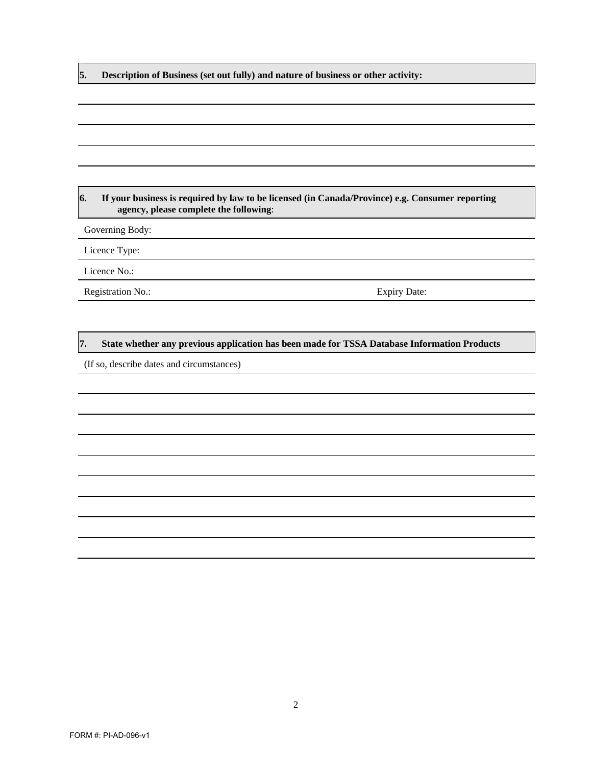**5. Description of Business (set out fully) and nature of business or other activity:**

**6. If your business is required by law to be licensed (in Canada/Province) e.g. Consumer reporting agency, please complete the following**:

Governing Body:

Licence Type:

Licence No.:

Registration No.: Expiry Date:

**7. State whether any previous application has been made for TSSA Database Information Products**

(If so, describe dates and circumstances)

FORM #: PI-AD-096-v1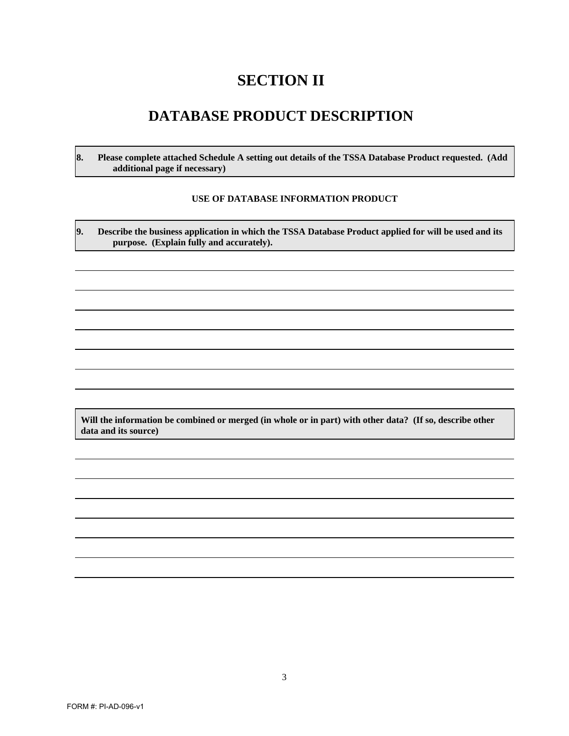# SECTION II

# DATABASE PRODUCT DESCRIPTION

**8. Please complete attached Schedule A setting out details of the TSSA Database Product requested. (Add additional page if necessary)**

**USE OF DATABASE INFORMATION PRODUCT**

**9. Describe the business application in which the TSSA Database Product applied for will be used and its purpose. (Explain fully and accurately).**

**Will the information be combined or merged (in whole or in part) with other data? (If so, describe other data and its source)**

FORM #: PI-AD-096-v1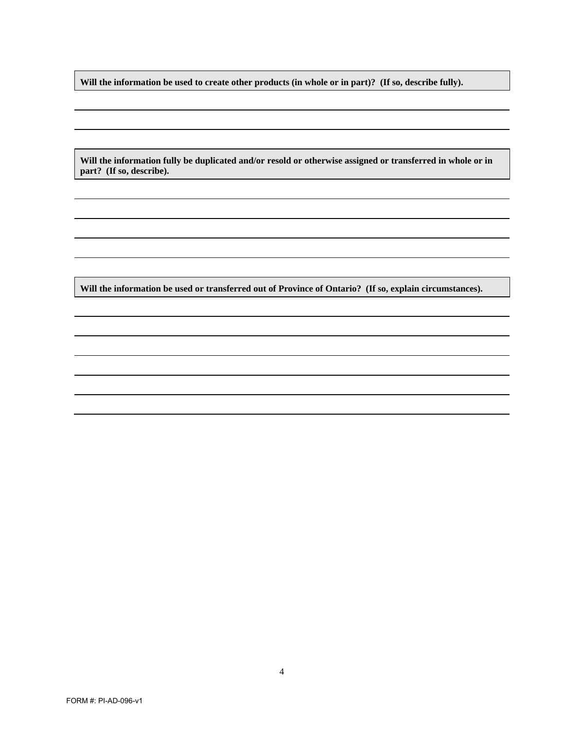**Will the information be used to create other products (in whole or in part)? (If so, describe fully).**

\_\_\_\_\_\_\_\_\_\_\_\_\_\_\_\_\_\_\_\_\_\_\_\_\_\_\_\_\_\_\_\_\_\_\_\_\_\_\_\_\_\_\_\_\_\_\_\_\_\_\_\_\_\_\_\_\_\_\_\_

\_\_\_\_\_\_\_\_\_\_\_\_\_\_\_\_\_\_\_\_\_\_\_\_\_\_\_\_\_\_\_\_\_\_\_\_\_\_\_\_\_\_\_\_\_\_\_\_\_\_\_\_\_\_\_\_\_\_\_\_

**Will the information fully be duplicated and/or resold or otherwise assigned or transferred in whole or in part? (If so, describe).**

\_\_\_\_\_\_\_\_\_\_\_\_\_\_\_\_\_\_\_\_\_\_\_\_\_\_\_\_\_\_\_\_\_\_\_\_\_\_\_\_\_\_\_\_\_\_\_\_\_\_\_\_\_\_\_\_\_\_\_\_

\_\_\_\_\_\_\_\_\_\_\_\_\_\_\_\_\_\_\_\_\_\_\_\_\_\_\_\_\_\_\_\_\_\_\_\_\_\_\_\_\_\_\_\_\_\_\_\_\_\_\_\_\_\_\_\_\_\_\_\_

\_\_\_\_\_\_\_\_\_\_\_\_\_\_\_\_\_\_\_\_\_\_\_\_\_\_\_\_\_\_\_\_\_\_\_\_\_\_\_\_\_\_\_\_\_\_\_\_\_\_\_\_\_\_\_\_\_\_\_\_

\_\_\_\_\_\_\_\_\_\_\_\_\_\_\_\_\_\_\_\_\_\_\_\_\_\_\_\_\_\_\_\_\_\_\_\_\_\_\_\_\_\_\_\_\_\_\_\_\_\_\_\_\_\_\_\_\_\_\_\_

**Will the information be used or transferred out of Province of Ontario? (If so, explain circumstances).**

\_\_\_\_\_\_\_\_\_\_\_\_\_\_\_\_\_\_\_\_\_\_\_\_\_\_\_\_\_\_\_\_\_\_\_\_\_\_\_\_\_\_\_\_\_\_\_\_\_\_\_\_\_\_\_\_\_\_\_\_

\_\_\_\_\_\_\_\_\_\_\_\_\_\_\_\_\_\_\_\_\_\_\_\_\_\_\_\_\_\_\_\_\_\_\_\_\_\_\_\_\_\_\_\_\_\_\_\_\_\_\_\_\_\_\_\_\_\_\_\_

\_\_\_\_\_\_\_\_\_\_\_\_\_\_\_\_\_\_\_\_\_\_\_\_\_\_\_\_\_\_\_\_\_\_\_\_\_\_\_\_\_\_\_\_\_\_\_\_\_\_\_\_\_\_\_\_\_\_\_\_

\_\_\_\_\_\_\_\_\_\_\_\_\_\_\_\_\_\_\_\_\_\_\_\_\_\_\_\_\_\_\_\_\_\_\_\_\_\_\_\_\_\_\_\_\_\_\_\_\_\_\_\_\_\_\_\_\_\_\_\_

\_\_\_\_\_\_\_\_\_\_\_\_\_\_\_\_\_\_\_\_\_\_\_\_\_\_\_\_\_\_\_\_\_\_\_\_\_\_\_\_\_\_\_\_\_\_\_\_\_\_\_\_\_\_\_\_\_\_\_\_

\_\_\_\_\_\_\_\_\_\_\_\_\_\_\_\_\_\_\_\_\_\_\_\_\_\_\_\_\_\_\_\_\_\_\_\_\_\_\_\_\_\_\_\_\_\_\_\_\_\_\_\_\_\_\_\_\_\_\_\_

FORM #: PI-AD-096-v1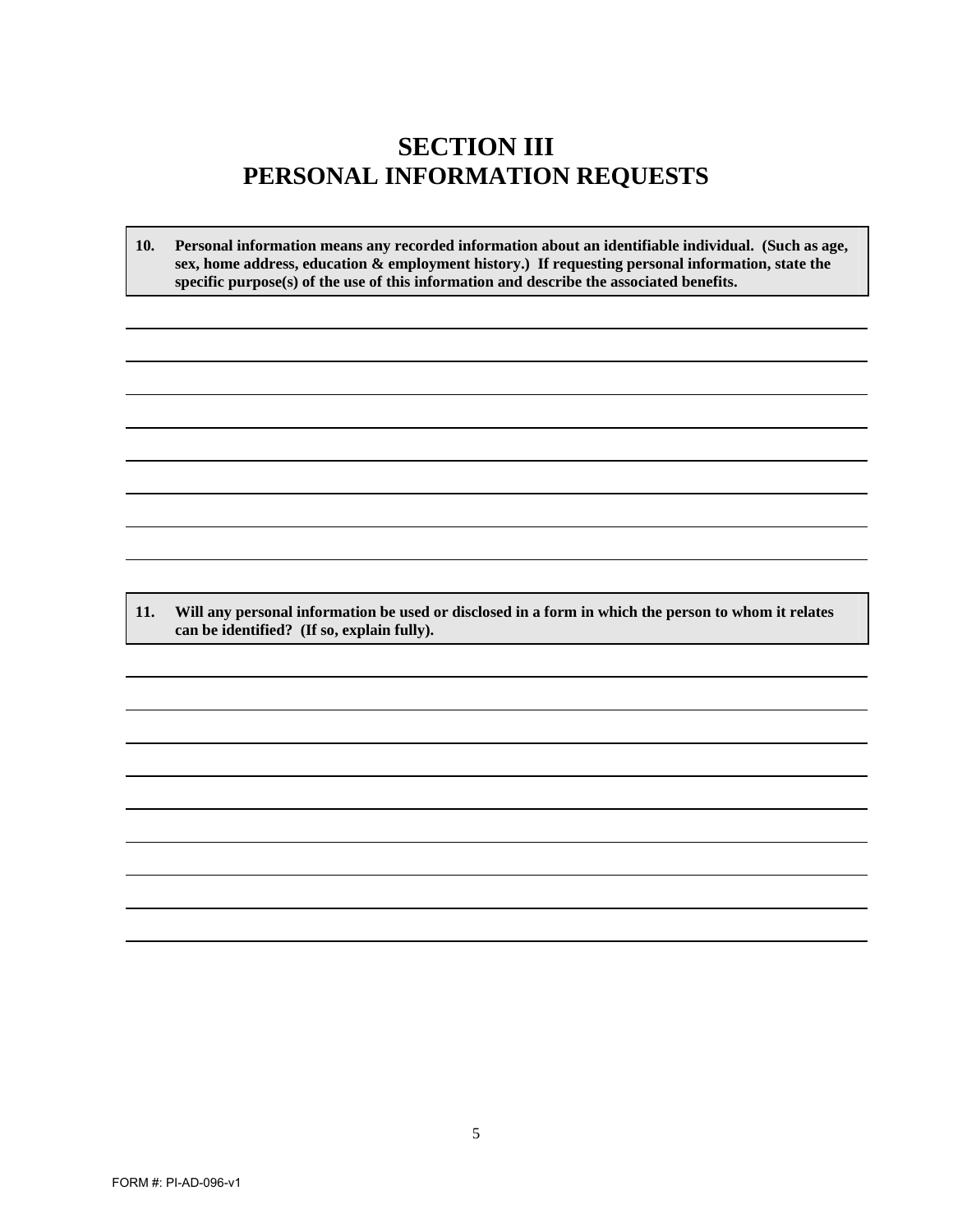# SECTION III
# PERSONAL INFORMATION REQUESTS

**10. Personal information means any recorded information about an identifiable individual. (Such as age, sex, home address, education & employment history.) If requesting personal information, state the specific purpose(s) of the use of this information and describe the associated benefits.**

**11. Will any personal information be used or disclosed in a form in which the person to whom it relates can be identified? (If so, explain fully).**

FORM #: PI-AD-096-v1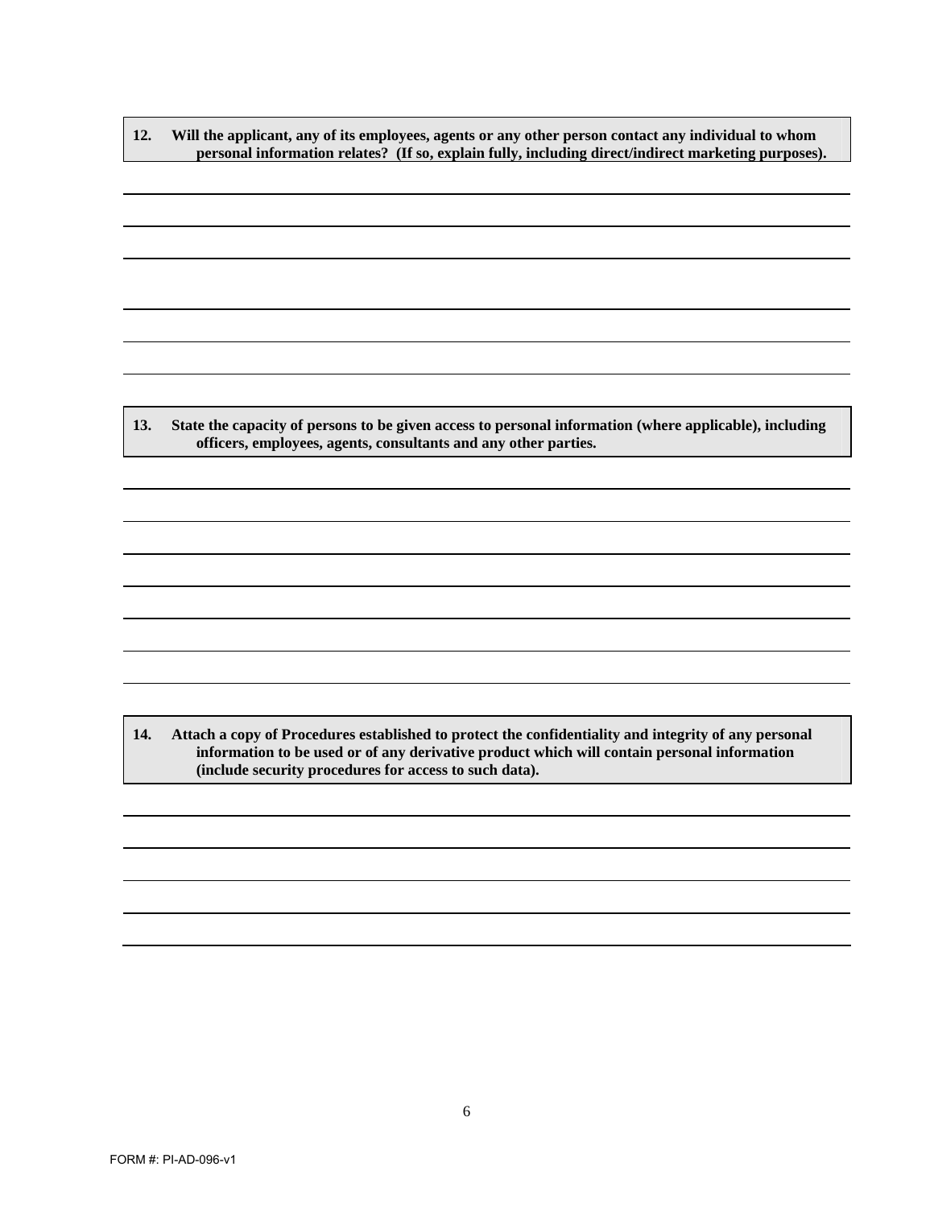**12. Will the applicant, any of its employees, agents or any other person contact any individual to whom personal information relates? (If so, explain fully, including direct/indirect marketing purposes).**

**13. State the capacity of persons to be given access to personal information (where applicable), including officers, employees, agents, consultants and any other parties.**

**14. Attach a copy of Procedures established to protect the confidentiality and integrity of any personal information to be used or of any derivative product which will contain personal information (include security procedures for access to such data).**

FORM #: PI-AD-096-v1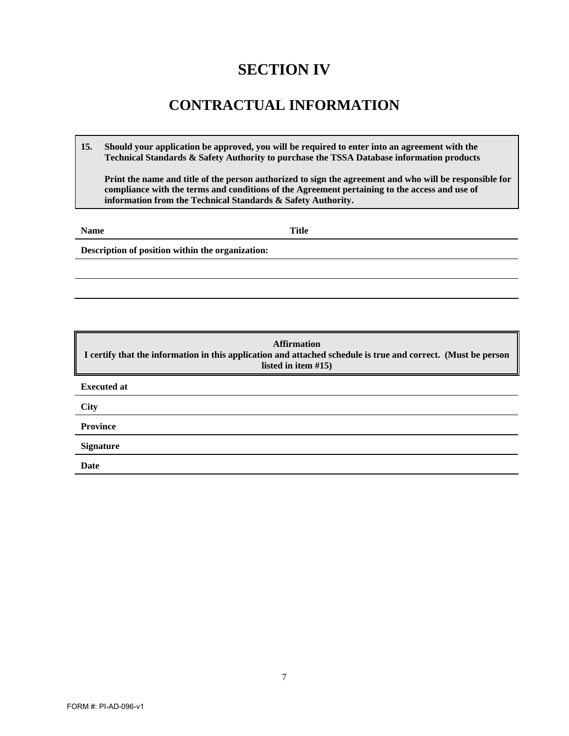# SECTION IV

# CONTRACTUAL INFORMATION

**15. Should your application be approved, you will be required to enter into an agreement with the Technical Standards & Safety Authority to purchase the TSSA Database information products**

**Print the name and title of the person authorized to sign the agreement and who will be responsible for compliance with the terms and conditions of the Agreement pertaining to the access and use of information from the Technical Standards & Safety Authority.**

**Name** **Title**

**Description of position within the organization:**

**Affirmation**
**I certify that the information in this application and attached schedule is true and correct. (Must be person listed in item #15)**

**Executed at**

**City**

**Province**

**Signature**

**Date**

FORM #: PI-AD-096-v1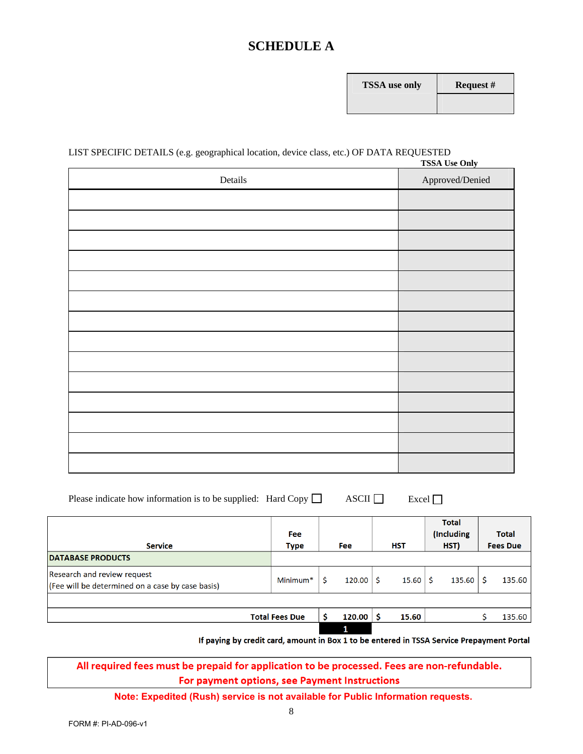# SCHEDULE A

| TSSA use only | Request # |
|---|---|
| | |

LIST SPECIFIC DETAILS (e.g. geographical location, device class, etc.) OF DATA REQUESTED

**TSSA Use Only**

| Details | Approved/Denied |
|---|---|
| | |
| | |
| | |
| | |
| | |
| | |
| | |
| | |
| | |
| | |
| | |
| | |
| | |
| | |

Please indicate how information is to be supplied: Hard Copy ☐ ASCII ☐ Excel ☐

| Service | Fee Type | Fee | HST | Total (Including HST) | Total Fees Due |
|---|---|---|---|---|---|
| **DATABASE PRODUCTS** | | | | | |
| Research and review request (Fee will be determined on a case by case basis) | Minimum* | $ 120.00 | $ 15.60 | $ 135.60 | $ 135.60 |
| | | | | | |
| **Total Fees Due** | | **$ 120.00** | **$ 15.60** | | $ 135.60 |
| | | **1** | | | |

**If paying by credit card, amount in Box 1 to be entered in TSSA Service Prepayment Portal**

**All required fees must be prepaid for application to be processed. Fees are non-refundable.**
**For payment options, see Payment Instructions**

**Note: Expedited (Rush) service is not available for Public Information requests.**

FORM #: PI-AD-096-v1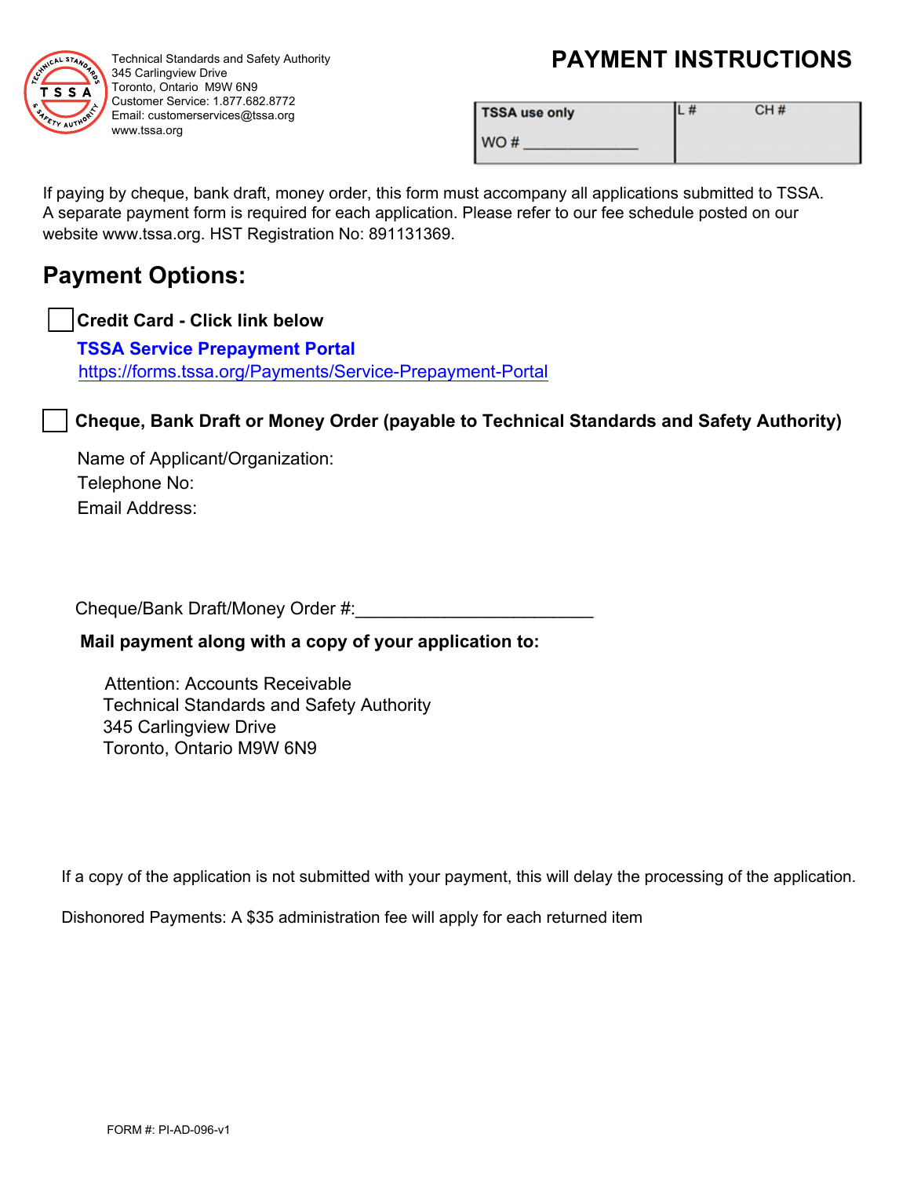Technical Standards and Safety Authority
345 Carlingview Drive
Toronto, Ontario M9W 6N9
Customer Service: 1.877.682.8772
Email: customerservices@tssa.org
www.tssa.org

# PAYMENT INSTRUCTIONS

| TSSA use only | L # | CH # |
|---|---|---|
| WO # ______________ | | |

If paying by cheque, bank draft, money order, this form must accompany all applications submitted to TSSA. A separate payment form is required for each application. Please refer to our fee schedule posted on our website www.tssa.org. HST Registration No: 891131369.

## Payment Options:

☐ **Credit Card - Click link below**

**TSSA Service Prepayment Portal**
https://forms.tssa.org/Payments/Service-Prepayment-Portal

☐ **Cheque, Bank Draft or Money Order (payable to Technical Standards and Safety Authority)**

Name of Applicant/Organization:
Telephone No:
Email Address:

Cheque/Bank Draft/Money Order #:________________________

**Mail payment along with a copy of your application to:**

Attention: Accounts Receivable
Technical Standards and Safety Authority
345 Carlingview Drive
Toronto, Ontario M9W 6N9

If a copy of the application is not submitted with your payment, this will delay the processing of the application.

Dishonored Payments: A $35 administration fee will apply for each returned item

FORM #: PI-AD-096-v1